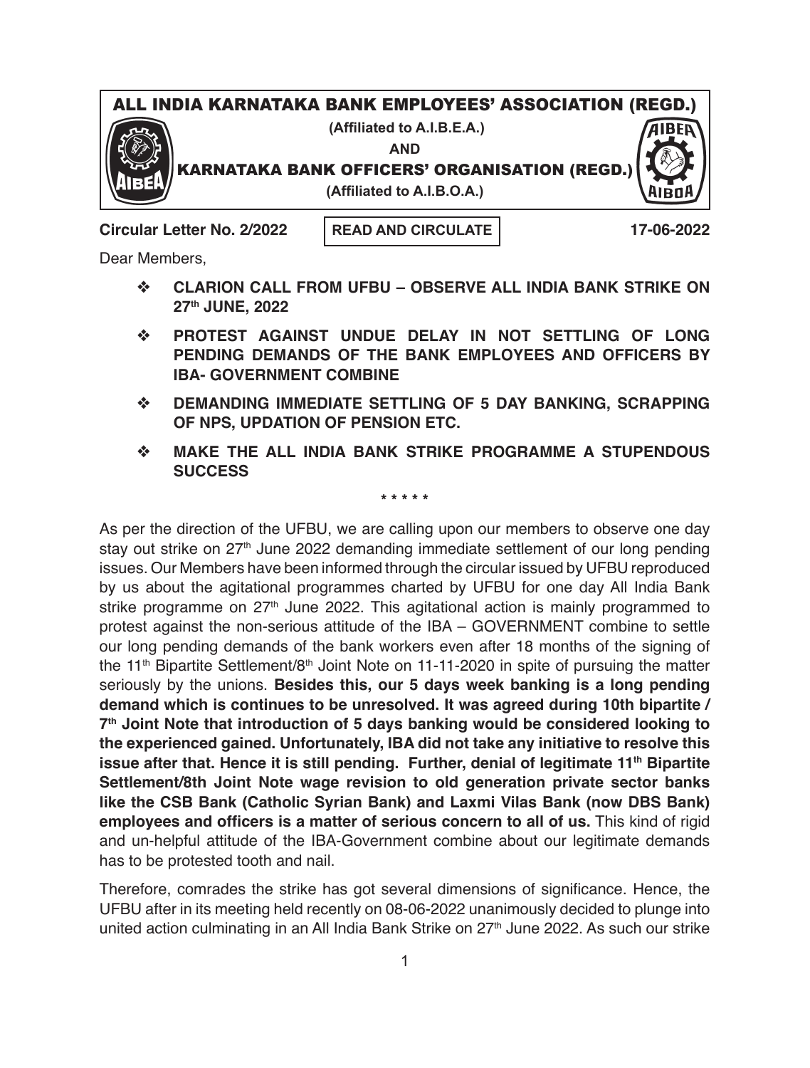# ALL INDIA KARNATAKA BANK EMPLOYEES' ASSOCIATION (REGD.)

**(Affiliated to A.I.B.E.A.)**

**AND**

# KARNATAKA BANK OFFICERS' ORGANISATION (REGD.)

**(Affiliated to A.I.B.O.A.)**

**Circular Letter No. 2/2022** | **READ AND CIRCULATE** | **17-06-2022**

Dear Members,

- **CLARION CALL FROM UFBU – OBSERVE ALL INDIA BANK STRIKE ON 27th JUNE, 2022**
- **PROTEST AGAINST UNDUE DELAY IN NOT SETTLING OF LONG PENDING DEMANDS OF THE BANK EMPLOYEES AND OFFICERS BY IBA- GOVERNMENT COMBINE**
- **DEMANDING IMMEDIATE SETTLING OF 5 DAY BANKING, SCRAPPING OF NPS, UPDATION OF PENSION ETC.**
- **MAKE THE ALL INDIA BANK STRIKE PROGRAMME A STUPENDOUS SUCCESS**

\* \* \* \* \*

As per the direction of the UFBU, we are calling upon our members to observe one day stay out strike on 27th June 2022 demanding immediate settlement of our long pending issues. Our Members have been informed through the circular issued by UFBU reproduced by us about the agitational programmes charted by UFBU for one day All India Bank strike programme on 27th June 2022. This agitational action is mainly programmed to protest against the non-serious attitude of the IBA – GOVERNMENT combine to settle our long pending demands of the bank workers even after 18 months of the signing of the 11th Bipartite Settlement/8th Joint Note on 11-11-2020 in spite of pursuing the matter seriously by the unions. **Besides this, our 5 days week banking is a long pending demand which is continues to be unresolved. It was agreed during 10th bipartite / 7th Joint Note that introduction of 5 days banking would be considered looking to the experienced gained. Unfortunately, IBA did not take any initiative to resolve this issue after that. Hence it is still pending. Further, denial of legitimate 11th Bipartite Settlement/8th Joint Note wage revision to old generation private sector banks like the CSB Bank (Catholic Syrian Bank) and Laxmi Vilas Bank (now DBS Bank) employees and officers is a matter of serious concern to all of us.** This kind of rigid and un-helpful attitude of the IBA-Government combine about our legitimate demands has to be protested tooth and nail.

Therefore, comrades the strike has got several dimensions of significance. Hence, the UFBU after in its meeting held recently on 08-06-2022 unanimously decided to plunge into united action culminating in an All India Bank Strike on 27th June 2022. As such our strike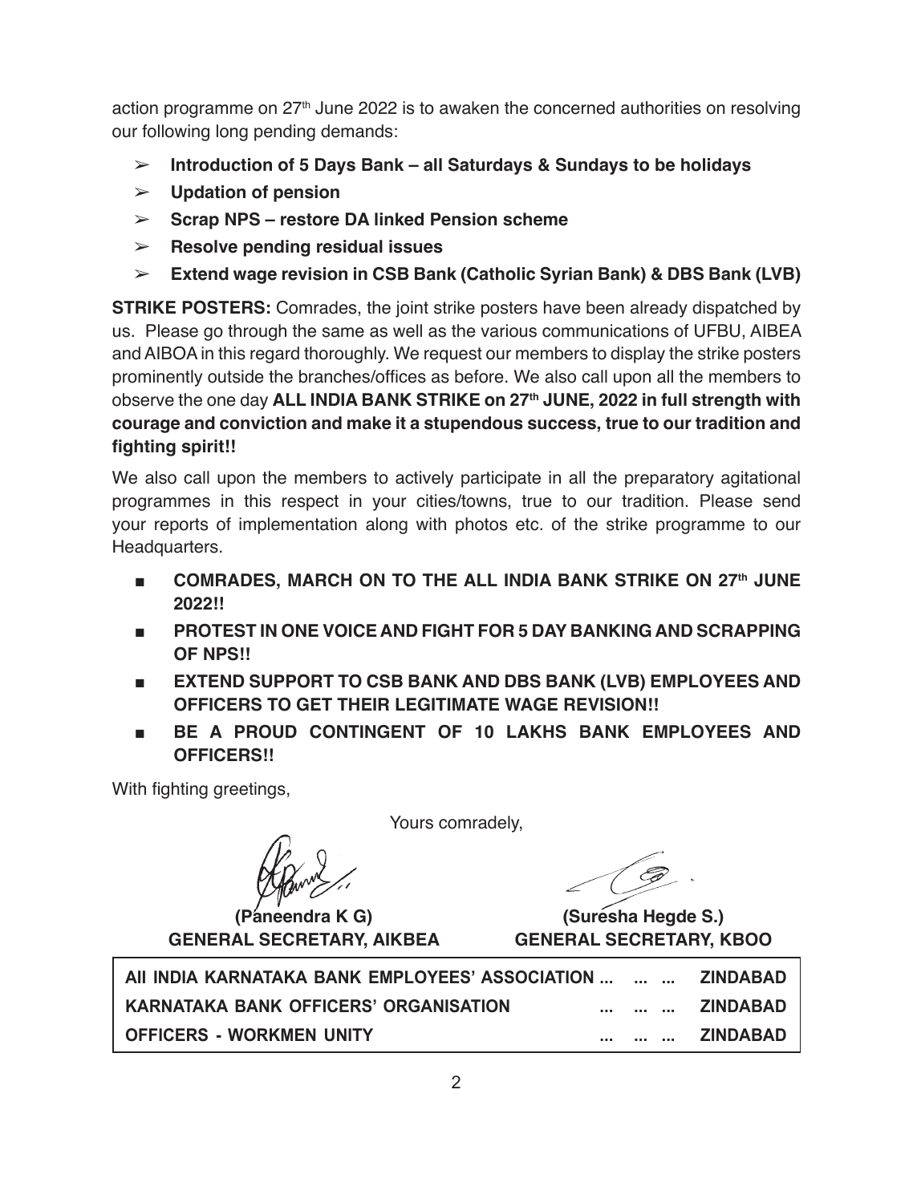action programme on 27th June 2022 is to awaken the concerned authorities on resolving our following long pending demands:

- **Introduction of 5 Days Bank – all Saturdays & Sundays to be holidays**
- **Updation of pension**
- **Scrap NPS – restore DA linked Pension scheme**
- **Resolve pending residual issues**
- **Extend wage revision in CSB Bank (Catholic Syrian Bank) & DBS Bank (LVB)**

**STRIKE POSTERS:** Comrades, the joint strike posters have been already dispatched by us. Please go through the same as well as the various communications of UFBU, AIBEA and AIBOA in this regard thoroughly. We request our members to display the strike posters prominently outside the branches/offices as before. We also call upon all the members to observe the one day **ALL INDIA BANK STRIKE on 27th JUNE, 2022 in full strength with courage and conviction and make it a stupendous success, true to our tradition and fighting spirit!!**

We also call upon the members to actively participate in all the preparatory agitational programmes in this respect in your cities/towns, true to our tradition. Please send your reports of implementation along with photos etc. of the strike programme to our Headquarters.

- **COMRADES, MARCH ON TO THE ALL INDIA BANK STRIKE ON 27th JUNE 2022!!**
- **PROTEST IN ONE VOICE AND FIGHT FOR 5 DAY BANKING AND SCRAPPING OF NPS!!**
- **EXTEND SUPPORT TO CSB BANK AND DBS BANK (LVB) EMPLOYEES AND OFFICERS TO GET THEIR LEGITIMATE WAGE REVISION!!**
- **BE A PROUD CONTINGENT OF 10 LAKHS BANK EMPLOYEES AND OFFICERS!!**

With fighting greetings,

Yours comradely,

**(Paneendra K G)**
**GENERAL SECRETARY, AIKBEA**

**(Suresha Hegde S.)**
**GENERAL SECRETARY, KBOO**

| | |
|---|---|
| **All INDIA KARNATAKA BANK EMPLOYEES' ASSOCIATION ... ... ...** | **ZINDABAD** |
| **KARNATAKA BANK OFFICERS' ORGANISATION ... ... ...** | **ZINDABAD** |
| **OFFICERS - WORKMEN UNITY ... ... ...** | **ZINDABAD** |